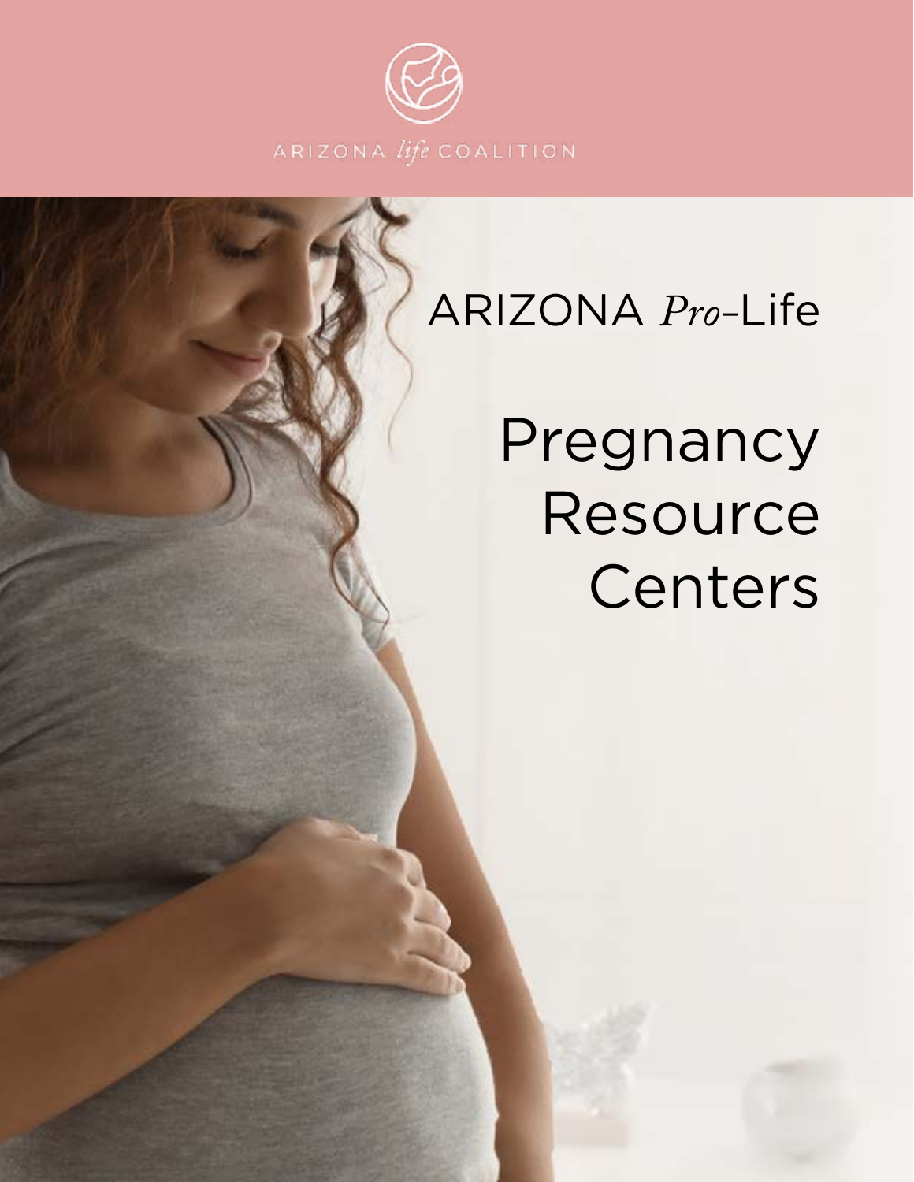ARIZONA *life* COALITION

# ARIZONA *Pro*-Life

# Pregnancy Resource Centers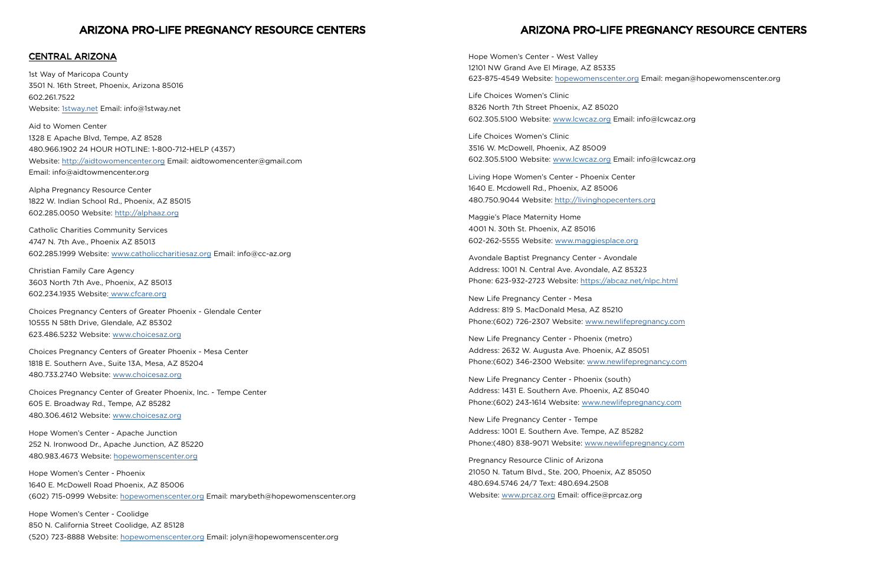# ARIZONA PRO-LIFE PREGNANCY RESOURCE CENTERS

## CENTRAL ARIZONA

1st Way of Maricopa County
3501 N. 16th Street, Phoenix, Arizona 85016
602.261.7522
Website: 1stway.net Email: info@1stway.net

Aid to Women Center
1328 E Apache Blvd, Tempe, AZ 8528
480.966.1902 24 HOUR HOTLINE: 1-800-712-HELP (4357)
Website: http://aidtowomencenter.org Email: aidtowomencenter@gmail.com
Email: info@aidtowmencenter.org

Alpha Pregnancy Resource Center
1822 W. Indian School Rd., Phoenix, AZ 85015
602.285.0050 Website: http://alphaaz.org

Catholic Charities Community Services
4747 N. 7th Ave., Phoenix AZ 85013
602.285.1999 Website: www.catholiccharitiesaz.org Email: info@cc-az.org

Christian Family Care Agency
3603 North 7th Ave., Phoenix, AZ 85013
602.234.1935 Website: www.cfcare.org

Choices Pregnancy Centers of Greater Phoenix - Glendale Center
10555 N 58th Drive, Glendale, AZ 85302
623.486.5232 Website: www.choicesaz.org

Choices Pregnancy Centers of Greater Phoenix - Mesa Center
1818 E. Southern Ave., Suite 13A, Mesa, AZ 85204
480.733.2740 Website: www.choicesaz.org

Choices Pregnancy Center of Greater Phoenix, Inc. - Tempe Center
605 E. Broadway Rd., Tempe, AZ 85282
480.306.4612 Website: www.choicesaz.org

Hope Women's Center - Apache Junction
252 N. Ironwood Dr., Apache Junction, AZ 85220
480.983.4673 Website: hopewomenscenter.org

Hope Women's Center - Phoenix
1640 E. McDowell Road Phoenix, AZ 85006
(602) 715-0999 Website: hopewomenscenter.org Email: marybeth@hopewomenscenter.org

Hope Women's Center - Coolidge
850 N. California Street Coolidge, AZ 85128
(520) 723-8888 Website: hopewomenscenter.org Email: jolyn@hopewomenscenter.org

Hope Women's Center - West Valley
12101 NW Grand Ave El Mirage, AZ 85335
623-875-4549 Website: hopewomenscenter.org Email: megan@hopewomenscenter.org

Life Choices Women's Clinic
8326 North 7th Street Phoenix, AZ 85020
602.305.5100 Website: www.lcwcaz.org Email: info@lcwcaz.org

Life Choices Women's Clinic
3516 W. McDowell, Phoenix, AZ 85009
602.305.5100 Website: www.lcwcaz.org Email: info@lcwcaz.org

Living Hope Women's Center - Phoenix Center
1640 E. Mcdowell Rd., Phoenix, AZ 85006
480.750.9044 Website: http://livinghopecenters.org

Maggie's Place Maternity Home
4001 N. 30th St. Phoenix, AZ 85016
602-262-5555 Website: www.maggiesplace.org

Avondale Baptist Pregnancy Center - Avondale
Address: 1001 N. Central Ave. Avondale, AZ 85323
Phone: 623-932-2723 Website: https://abcaz.net/nlpc.html

New Life Pregnancy Center - Mesa
Address: 819 S. MacDonald Mesa, AZ 85210
Phone:(602) 726-2307 Website: www.newlifepregnancy.com

New Life Pregnancy Center - Phoenix (metro)
Address: 2632 W. Augusta Ave. Phoenix, AZ 85051
Phone:(602) 346-2300 Website: www.newlifepregnancy.com

New Life Pregnancy Center - Phoenix (south)
Address: 1431 E. Southern Ave. Phoenix, AZ 85040
Phone:(602) 243-1614 Website: www.newlifepregnancy.com

New Life Pregnancy Center - Tempe
Address: 1001 E. Southern Ave. Tempe, AZ 85282
Phone:(480) 838-9071 Website: www.newlifepregnancy.com

Pregnancy Resource Clinic of Arizona
21050 N. Tatum Blvd., Ste. 200, Phoenix, AZ 85050
480.694.5746 24/7 Text: 480.694.2508
Website: www.prcaz.org Email: office@prcaz.org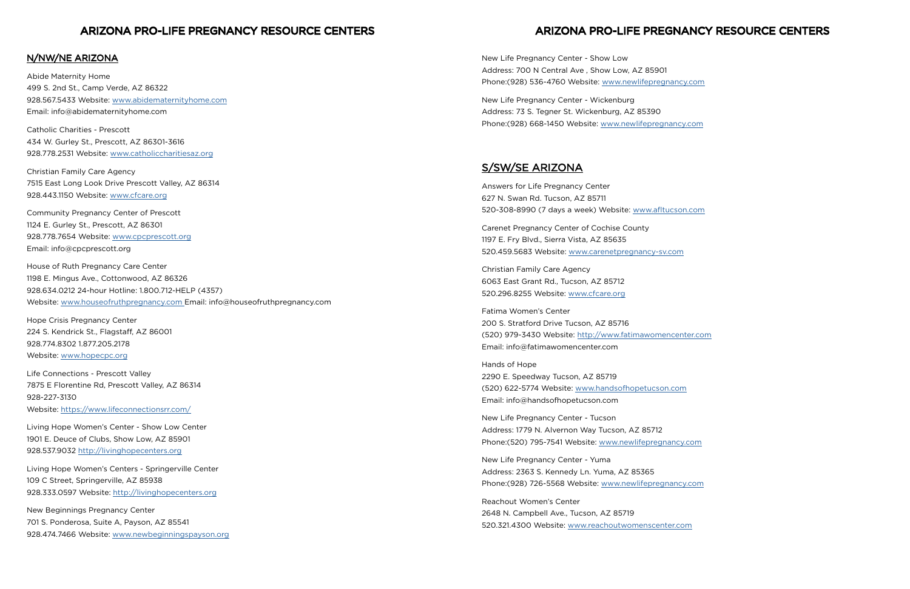# ARIZONA PRO-LIFE PREGNANCY RESOURCE CENTERS

## N/NW/NE ARIZONA

Abide Maternity Home
499 S. 2nd St., Camp Verde, AZ 86322
928.567.5433 Website: www.abidematernityhome.com
Email: info@abidematernityhome.com

Catholic Charities - Prescott
434 W. Gurley St., Prescott, AZ 86301-3616
928.778.2531 Website: www.catholiccharitiesaz.org

Christian Family Care Agency
7515 East Long Look Drive Prescott Valley, AZ 86314
928.443.1150 Website: www.cfcare.org

Community Pregnancy Center of Prescott
1124 E. Gurley St., Prescott, AZ 86301
928.778.7654 Website: www.cpcprescott.org
Email: info@cpcprescott.org

House of Ruth Pregnancy Care Center
1198 E. Mingus Ave., Cottonwood, AZ 86326
928.634.0212 24-hour Hotline: 1.800.712-HELP (4357)
Website: www.houseofruthpregnancy.com Email: info@houseofruthpregnancy.com

Hope Crisis Pregnancy Center
224 S. Kendrick St., Flagstaff, AZ 86001
928.774.8302 1.877.205.2178
Website: www.hopecpc.org

Life Connections - Prescott Valley
7875 E Florentine Rd, Prescott Valley, AZ 86314
928-227-3130
Website: https://www.lifeconnectionsrr.com/

Living Hope Women's Center - Show Low Center
1901 E. Deuce of Clubs, Show Low, AZ 85901
928.537.9032 http://livinghopecenters.org

Living Hope Women's Centers - Springerville Center
109 C Street, Springerville, AZ 85938
928.333.0597 Website: http://livinghopecenters.org

New Beginnings Pregnancy Center
701 S. Ponderosa, Suite A, Payson, AZ 85541
928.474.7466 Website: www.newbeginningspayson.org

New Life Pregnancy Center - Show Low
Address: 700 N Central Ave , Show Low, AZ 85901
Phone:(928) 536-4760 Website: www.newlifepregnancy.com

New Life Pregnancy Center - Wickenburg
Address: 73 S. Tegner St. Wickenburg, AZ 85390
Phone:(928) 668-1450 Website: www.newlifepregnancy.com

## S/SW/SE ARIZONA

Answers for Life Pregnancy Center
627 N. Swan Rd. Tucson, AZ 85711
520-308-8990 (7 days a week) Website: www.afltucson.com

Carenet Pregnancy Center of Cochise County
1197 E. Fry Blvd., Sierra Vista, AZ 85635
520.459.5683 Website: www.carenetpregnancy-sv.com

Christian Family Care Agency
6063 East Grant Rd., Tucson, AZ 85712
520.296.8255 Website: www.cfcare.org

Fatima Women's Center
200 S. Stratford Drive Tucson, AZ 85716
(520) 979-3430 Website: http://www.fatimawomencenter.com
Email: info@fatimawomencenter.com

Hands of Hope
2290 E. Speedway Tucson, AZ 85719
(520) 622-5774 Website: www.handsofhopetucson.com
Email: info@handsofhopetucson.com

New Life Pregnancy Center - Tucson
Address: 1779 N. Alvernon Way Tucson, AZ 85712
Phone:(520) 795-7541 Website: www.newlifepregnancy.com

New Life Pregnancy Center - Yuma
Address: 2363 S. Kennedy Ln. Yuma, AZ 85365
Phone:(928) 726-5568 Website: www.newlifepregnancy.com

Reachout Women's Center
2648 N. Campbell Ave., Tucson, AZ 85719
520.321.4300 Website: www.reachoutwomenscenter.com